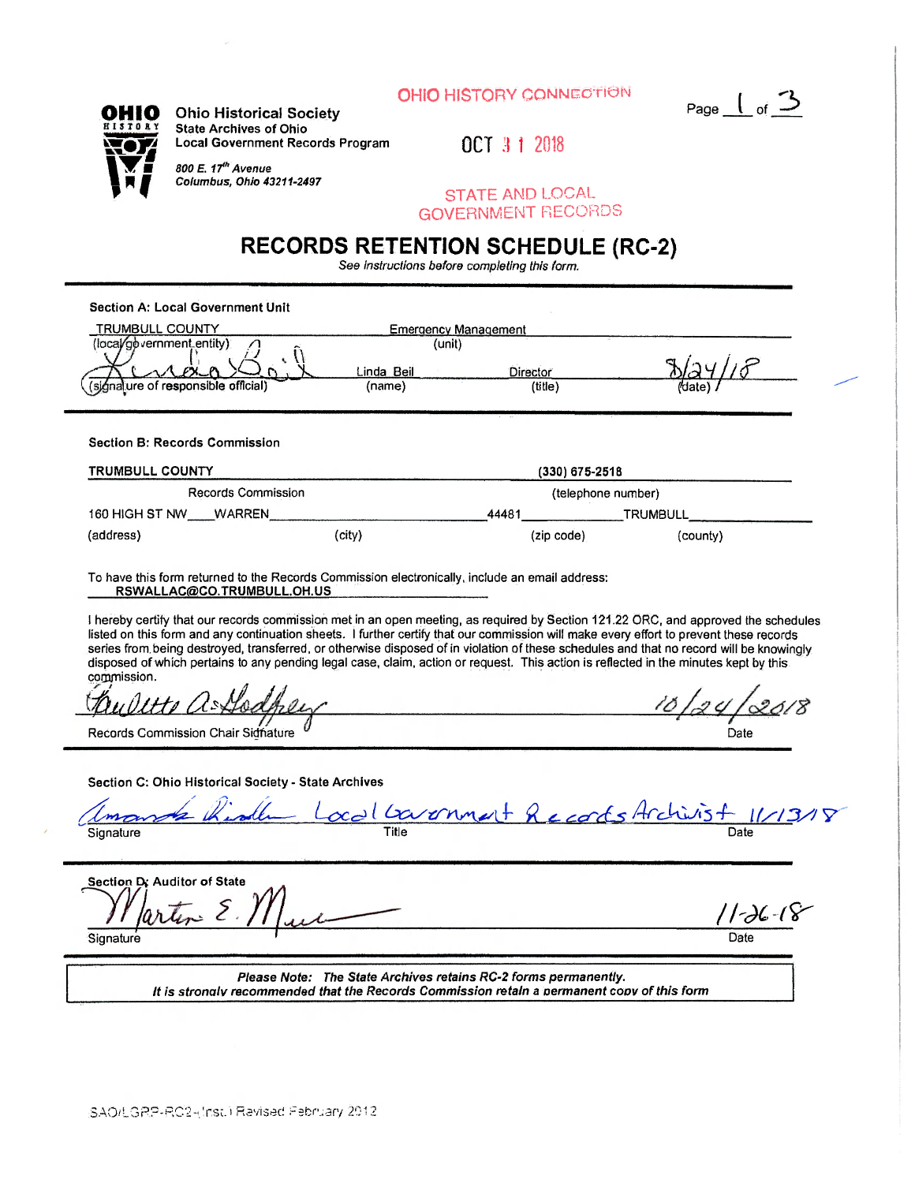**OHIO HISTORY CONNECTION**

**OCT 31 2018**

**STATE AND LOCAL GOVERNMENT RECORDS**

**Ohio Historical Society**
State Archives of Ohio
Local Government Records Program

*800 E. 17th Avenue*
*Columbus, Ohio 43211-2497*

# RECORDS RETENTION SCHEDULE (RC-2)

*See instructions before completing this form.*

**Section A: Local Government Unit**

| TRUMBULL COUNTY | Emergency Management | | |
|---|---|---|---|
| (local government entity) | (unit) | | |
| *[signature]* | Linda Beil | Director | 8/24/18 |
| (signature of responsible official) | (name) | (title) | (date) |

**Section B: Records Commission**

| TRUMBULL COUNTY | | (330) 675-2518 | |
|---|---|---|---|
| Records Commission | | (telephone number) | |
| 160 HIGH ST NW | WARREN | 44481 | TRUMBULL |
| (address) | (city) | (zip code) | (county) |

To have this form returned to the Records Commission electronically, include an email address: RSWALLAC@CO.TRUMBULL.OH.US

I hereby certify that our records commission met in an open meeting, as required by Section 121.22 ORC, and approved the schedules listed on this form and any continuation sheets. I further certify that our commission will make every effort to prevent these records series from being destroyed, transferred, or otherwise disposed of in violation of these schedules and that no record will be knowingly disposed of which pertains to any pending legal case, claim, action or request. This action is reflected in the minutes kept by this commission.

*Paulette A. Godfrey* — 10/24/2018

Records Commission Chair Signature — Date

**Section C: Ohio Historical Society - State Archives**

| *Amanda Riddle* | *Local Government Records Archivist* | *11/13/18* |
|---|---|---|
| Signature | Title | Date |

**Section D: Auditor of State**

| *Martin E. Mu[...]* | *11-26-18* |
|---|---|
| Signature | Date |

***Please Note: The State Archives retains RC-2 forms permanently.***
***It is strongly recommended that the Records Commission retain a permanent copy of this form***

SAO/LGRP-RC2-(rst.) Revised February 2012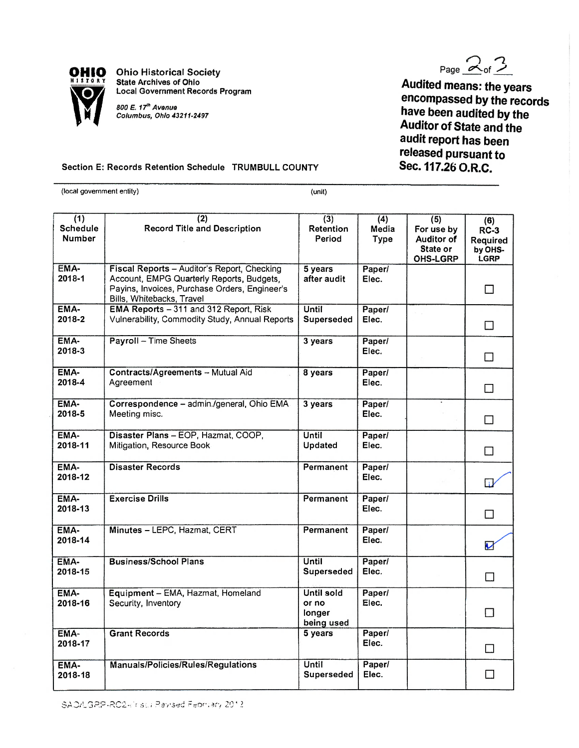**Ohio Historical Society**
**State Archives of Ohio**
**Local Government Records Program**

*800 E. 17th Avenue*
*Columbus, Ohio 43211-2497*

**Audited means: the years encompassed by the records have been audited by the Auditor of State and the audit report has been released pursuant to Sec. 117.26 O.R.C.**

**Section E: Records Retention Schedule** TRUMBULL COUNTY

(local government entity) (unit)

| (1) Schedule Number | (2) Record Title and Description | (3) Retention Period | (4) Media Type | (5) For use by Auditor of State or OHS-LGRP | (6) RC-3 Required by OHS-LGRP |
|---|---|---|---|---|---|
| EMA-2018-1 | **Fiscal Reports** – Auditor's Report, Checking Account, EMPG Quarterly Reports, Budgets, Payins, Invoices, Purchase Orders, Engineer's Bills, Whitebacks, Travel | 5 years after audit | Paper/ Elec. | | ☐ |
| EMA-2018-2 | **EMA Reports** – 311 and 312 Report, Risk Vulnerability, Commodity Study, Annual Reports | Until Superseded | Paper/ Elec. | | ☐ |
| EMA-2018-3 | **Payroll** – Time Sheets | 3 years | Paper/ Elec. | | ☐ |
| EMA-2018-4 | **Contracts/Agreements** – Mutual Aid Agreement | 8 years | Paper/ Elec. | | ☐ |
| EMA-2018-5 | **Correspondence** – admin./general, Ohio EMA Meeting misc. | 3 years | Paper/ Elec. | | ☐ |
| EMA-2018-11 | **Disaster Plans** – EOP, Hazmat, COOP, Mitigation, Resource Book | Until Updated | Paper/ Elec. | | ☐ |
| EMA-2018-12 | **Disaster Records** | Permanent | Paper/ Elec. | | ☑ |
| EMA-2018-13 | **Exercise Drills** | Permanent | Paper/ Elec. | | ☐ |
| EMA-2018-14 | **Minutes** – LEPC, Hazmat, CERT | Permanent | Paper/ Elec. | | ☑ |
| EMA-2018-15 | **Business/School Plans** | Until Superseded | Paper/ Elec. | | ☐ |
| EMA-2018-16 | **Equipment** – EMA, Hazmat, Homeland Security, Inventory | Until sold or no longer being used | Paper/ Elec. | | ☐ |
| EMA-2018-17 | **Grant Records** | 5 years | Paper/ Elec. | | ☐ |
| EMA-2018-18 | **Manuals/Policies/Rules/Regulations** | Until Superseded | Paper/ Elec. | | ☐ |

SAO/LGRP-RC2-first Revised February 2012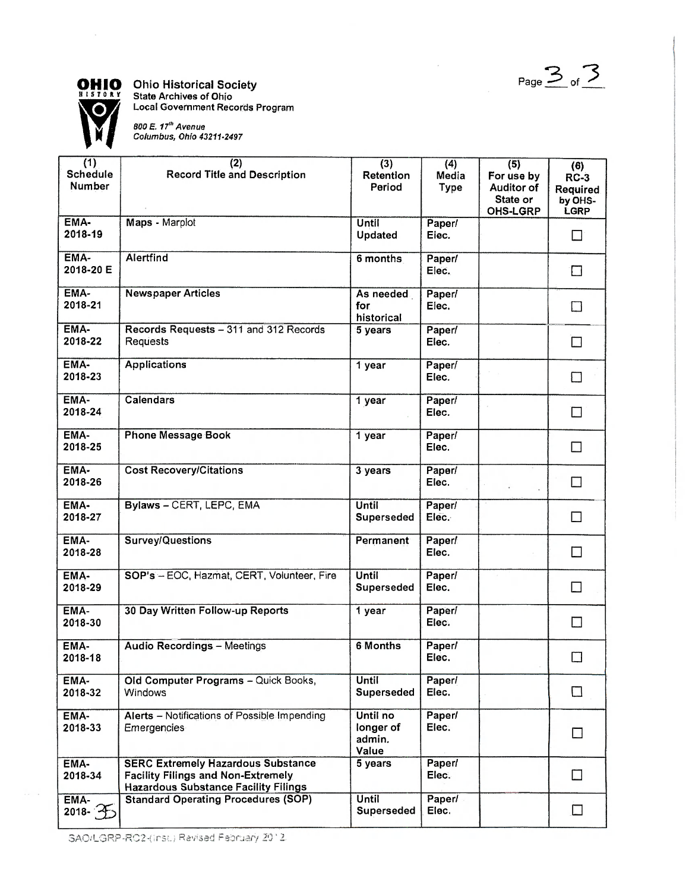**Ohio Historical Society**
State Archives of Ohio
Local Government Records Program

*800 E. 17th Avenue*
*Columbus, Ohio 43211-2497*

| (1) Schedule Number | (2) Record Title and Description | (3) Retention Period | (4) Media Type | (5) For use by Auditor of State or OHS-LGRP | (6) RC-3 Required by OHS-LGRP |
|---|---|---|---|---|---|
| EMA-2018-19 | Maps - Marplot | Until Updated | Paper/ Elec. | | ☐ |
| EMA-2018-20 E | Alertfind | 6 months | Paper/ Elec. | | ☐ |
| EMA-2018-21 | Newspaper Articles | As needed for historical | Paper/ Elec. | | ☐ |
| EMA-2018-22 | Records Requests – 311 and 312 Records Requests | 5 years | Paper/ Elec. | | ☐ |
| EMA-2018-23 | Applications | 1 year | Paper/ Elec. | | ☐ |
| EMA-2018-24 | Calendars | 1 year | Paper/ Elec. | | ☐ |
| EMA-2018-25 | Phone Message Book | 1 year | Paper/ Elec. | | ☐ |
| EMA-2018-26 | Cost Recovery/Citations | 3 years | Paper/ Elec. | | ☐ |
| EMA-2018-27 | Bylaws – CERT, LEPC, EMA | Until Superseded | Paper/ Elec. | | ☐ |
| EMA-2018-28 | Survey/Questions | Permanent | Paper/ Elec. | | ☐ |
| EMA-2018-29 | SOP's – EOC, Hazmat, CERT, Volunteer, Fire | Until Superseded | Paper/ Elec. | | ☐ |
| EMA-2018-30 | 30 Day Written Follow-up Reports | 1 year | Paper/ Elec. | | ☐ |
| EMA-2018-18 | Audio Recordings – Meetings | 6 Months | Paper/ Elec. | | ☐ |
| EMA-2018-32 | Old Computer Programs – Quick Books, Windows | Until Superseded | Paper/ Elec. | | ☐ |
| EMA-2018-33 | Alerts – Notifications of Possible Impending Emergencies | Until no longer of admin. Value | Paper/ Elec. | | ☐ |
| EMA-2018-34 | **SERC Extremely Hazardous Substance Facility Filings and Non-Extremely Hazardous Substance Facility Filings** | 5 years | Paper/ Elec. | | ☐ |
| EMA-2018-35 | Standard Operating Procedures (SOP) | Until Superseded | Paper/ Elec. | | ☐ |

SAO/LGRP-RC2-(inst.) Revised February 2012